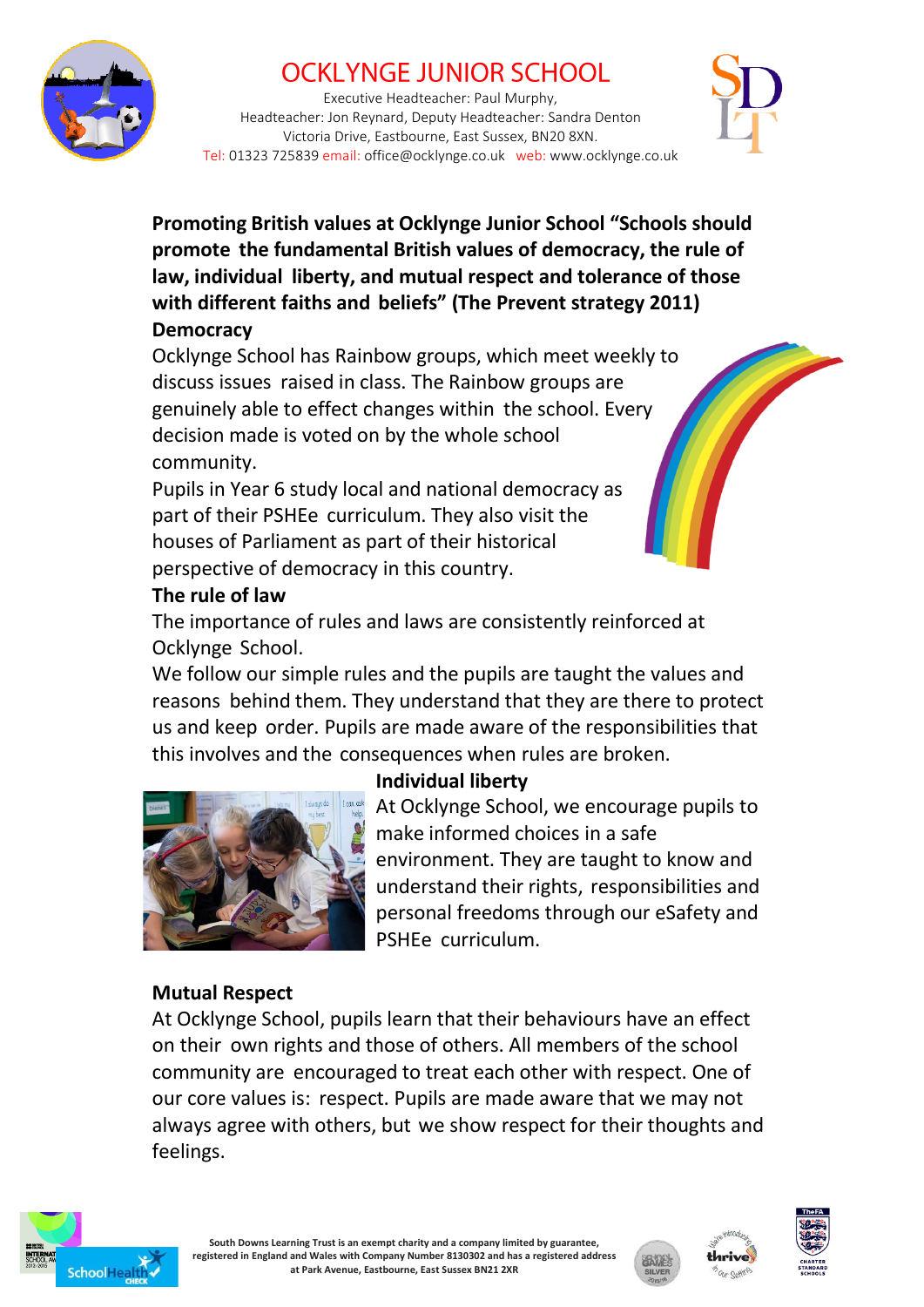# OCKLYNGE JUNIOR SCHOOL

Executive Headteacher: Paul Murphy,
Headteacher: Jon Reynard, Deputy Headteacher: Sandra Denton
Victoria Drive, Eastbourne, East Sussex, BN20 8XN.
Tel: 01323 725839 email: office@ocklynge.co.uk web: www.ocklynge.co.uk

**Promoting British values at Ocklynge Junior School "Schools should promote the fundamental British values of democracy, the rule of law, individual liberty, and mutual respect and tolerance of those with different faiths and beliefs" (The Prevent strategy 2011)**

**Democracy**

Ocklynge School has Rainbow groups, which meet weekly to discuss issues raised in class. The Rainbow groups are genuinely able to effect changes within the school. Every decision made is voted on by the whole school community.

Pupils in Year 6 study local and national democracy as part of their PSHEe curriculum. They also visit the houses of Parliament as part of their historical perspective of democracy in this country.

**The rule of law**

The importance of rules and laws are consistently reinforced at Ocklynge School.

We follow our simple rules and the pupils are taught the values and reasons behind them. They understand that they are there to protect us and keep order. Pupils are made aware of the responsibilities that this involves and the consequences when rules are broken.

**Individual liberty**

At Ocklynge School, we encourage pupils to make informed choices in a safe environment. They are taught to know and understand their rights, responsibilities and personal freedoms through our eSafety and PSHEe curriculum.

**Mutual Respect**

At Ocklynge School, pupils learn that their behaviours have an effect on their own rights and those of others. All members of the school community are encouraged to treat each other with respect. One of our core values is: respect. Pupils are made aware that we may not always agree with others, but we show respect for their thoughts and feelings.

South Downs Learning Trust is an exempt charity and a company limited by guarantee, registered in England and Wales with Company Number 8130302 and has a registered address at Park Avenue, Eastbourne, East Sussex BN21 2XR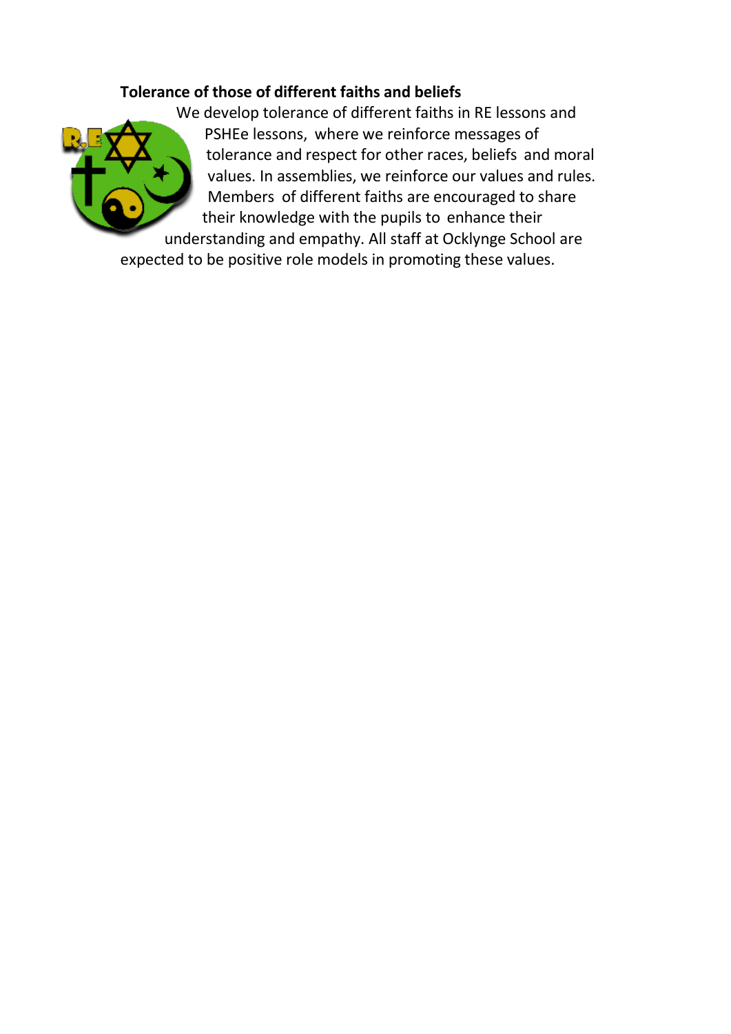**Tolerance of those of different faiths and beliefs**

We develop tolerance of different faiths in RE lessons and PSHEe lessons, where we reinforce messages of tolerance and respect for other races, beliefs and moral values. In assemblies, we reinforce our values and rules. Members of different faiths are encouraged to share their knowledge with the pupils to enhance their understanding and empathy. All staff at Ocklynge School are expected to be positive role models in promoting these values.